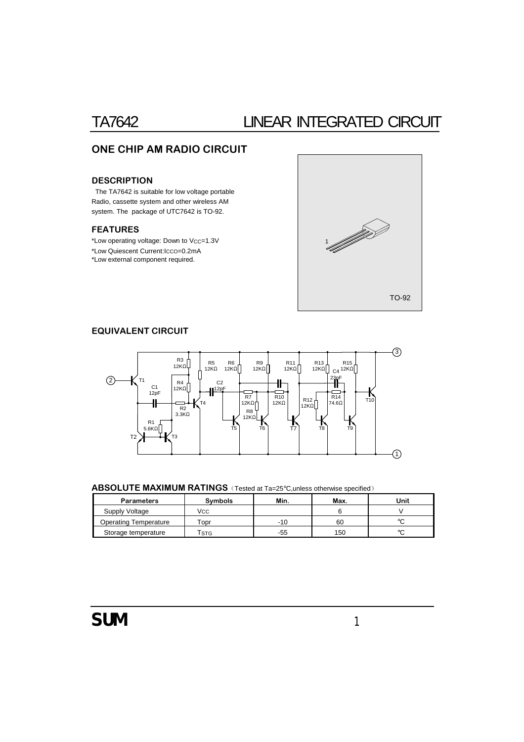# TA7642 LINEAR INTEGRATED CIRCUIT

## ONE CHIP AM RADIO CIRCUIT

### DESCRIPTION

The TA7642 is suitable for low voltage portable Radio, cassette system and other wireless AM system. The package of UTC7642 is TO-92.

### FEATURES

*Low operating voltage: Down to $V_{CC}$=1.3V
*Low Quiescent Current:$I_{CCO}$=0.2mA
*Low external component required.

TO-92

### EQUIVALENT CIRCUIT

### ABSOLUTE MAXIMUM RATINGS（Tested at Ta=25℃,unless otherwise specified）

| Parameters | Symbols | Min. | Max. | Unit |
|---|---|---|---|---|
| Supply Voltage | $V_{CC}$ | | 6 | V |
| Operating Temperature | Topr | -10 | 60 | ℃ |
| Storage temperature | $T_{STG}$ | -55 | 150 | ℃ |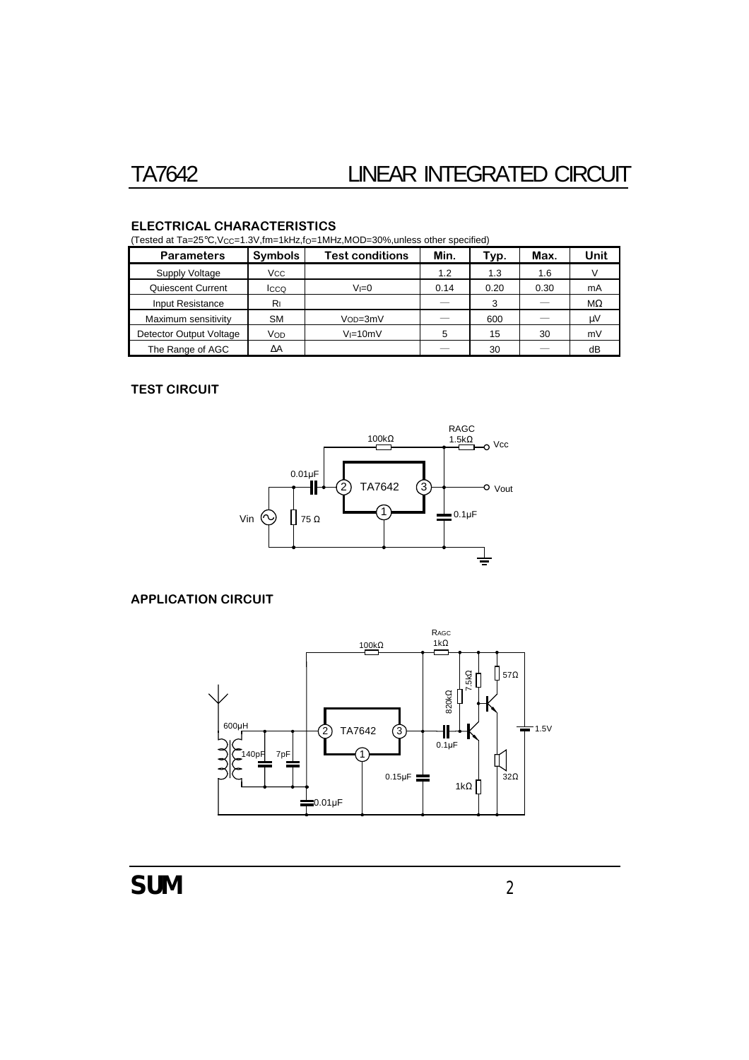## ELECTRICAL CHARACTERISTICS

(Tested at Ta=25℃,$V_{CC}$=1.3V,fm=1kHz,$f_O$=1MHz,MOD=30%,unless other specified)

| Parameters | Symbols | Test conditions | Min. | Typ. | Max. | Unit |
|---|---|---|---|---|---|---|
| Supply Voltage | Vcc | | 1.2 | 1.3 | 1.6 | V |
| Quiescent Current | $I_{CCQ}$ | $V_I$=0 | 0.14 | 0.20 | 0.30 | mA |
| Input Resistance | $R_I$ | | — | 3 | — | MΩ |
| Maximum sensitivity | SM | $V_{OD}$=3mV | — | 600 | — | μV |
| Detector Output Voltage | $V_{OD}$ | $V_I$=10mV | 5 | 15 | 30 | mV |
| The Range of AGC | ΔA | | — | 30 | — | dB |

## TEST CIRCUIT

RAGC
100kΩ
1.5kΩ
Vcc
0.01μF
2
TA7642
3
Vout
1
Vin
75 Ω
0.1μF

## APPLICATION CIRCUIT

RAGC
1kΩ
100kΩ
7.5kΩ
57Ω
820kΩ
600μH
2
TA7642
3
1.5V
0.1μF
140pF
7pF
1
0.15μF
32Ω
1kΩ
0.01μF